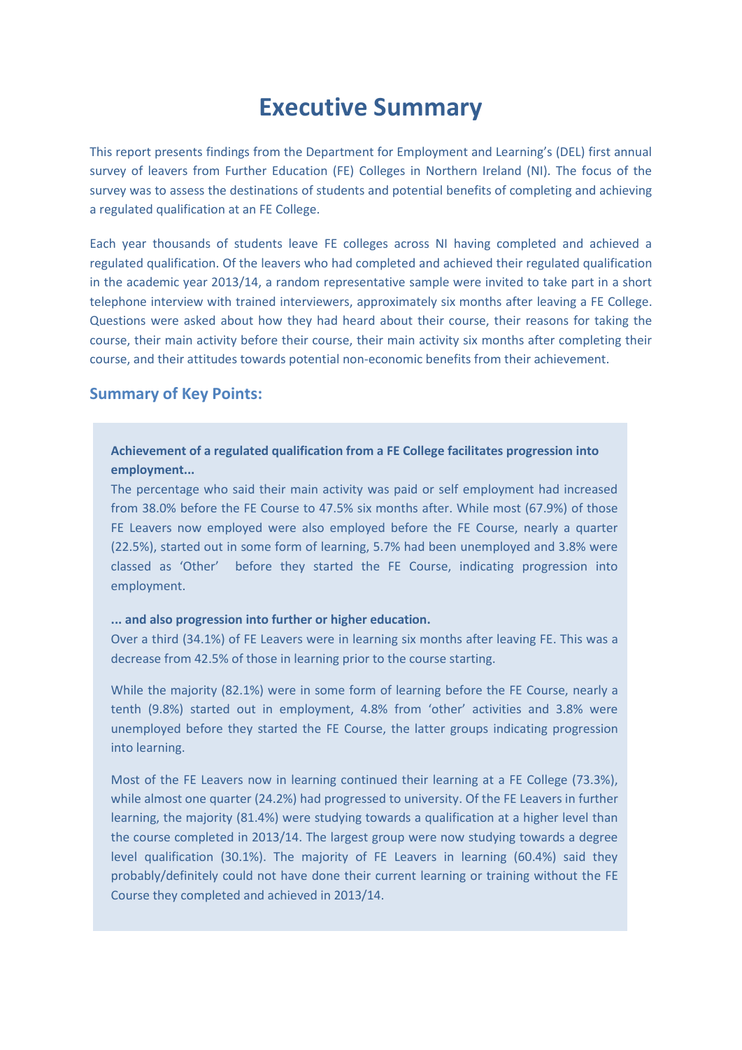# Executive Summary

This report presents findings from the Department for Employment and Learning's (DEL) first annual survey of leavers from Further Education (FE) Colleges in Northern Ireland (NI). The focus of the survey was to assess the destinations of students and potential benefits of completing and achieving a regulated qualification at an FE College.

Each year thousands of students leave FE colleges across NI having completed and achieved a regulated qualification. Of the leavers who had completed and achieved their regulated qualification in the academic year 2013/14, a random representative sample were invited to take part in a short telephone interview with trained interviewers, approximately six months after leaving a FE College. Questions were asked about how they had heard about their course, their reasons for taking the course, their main activity before their course, their main activity six months after completing their course, and their attitudes towards potential non-economic benefits from their achievement.

## Summary of Key Points:

**Achievement of a regulated qualification from a FE College facilitates progression into employment...**

The percentage who said their main activity was paid or self employment had increased from 38.0% before the FE Course to 47.5% six months after. While most (67.9%) of those FE Leavers now employed were also employed before the FE Course, nearly a quarter (22.5%), started out in some form of learning, 5.7% had been unemployed and 3.8% were classed as 'Other' before they started the FE Course, indicating progression into employment.

**... and also progression into further or higher education.**

Over a third (34.1%) of FE Leavers were in learning six months after leaving FE. This was a decrease from 42.5% of those in learning prior to the course starting.

While the majority (82.1%) were in some form of learning before the FE Course, nearly a tenth (9.8%) started out in employment, 4.8% from 'other' activities and 3.8% were unemployed before they started the FE Course, the latter groups indicating progression into learning.

Most of the FE Leavers now in learning continued their learning at a FE College (73.3%), while almost one quarter (24.2%) had progressed to university. Of the FE Leavers in further learning, the majority (81.4%) were studying towards a qualification at a higher level than the course completed in 2013/14. The largest group were now studying towards a degree level qualification (30.1%). The majority of FE Leavers in learning (60.4%) said they probably/definitely could not have done their current learning or training without the FE Course they completed and achieved in 2013/14.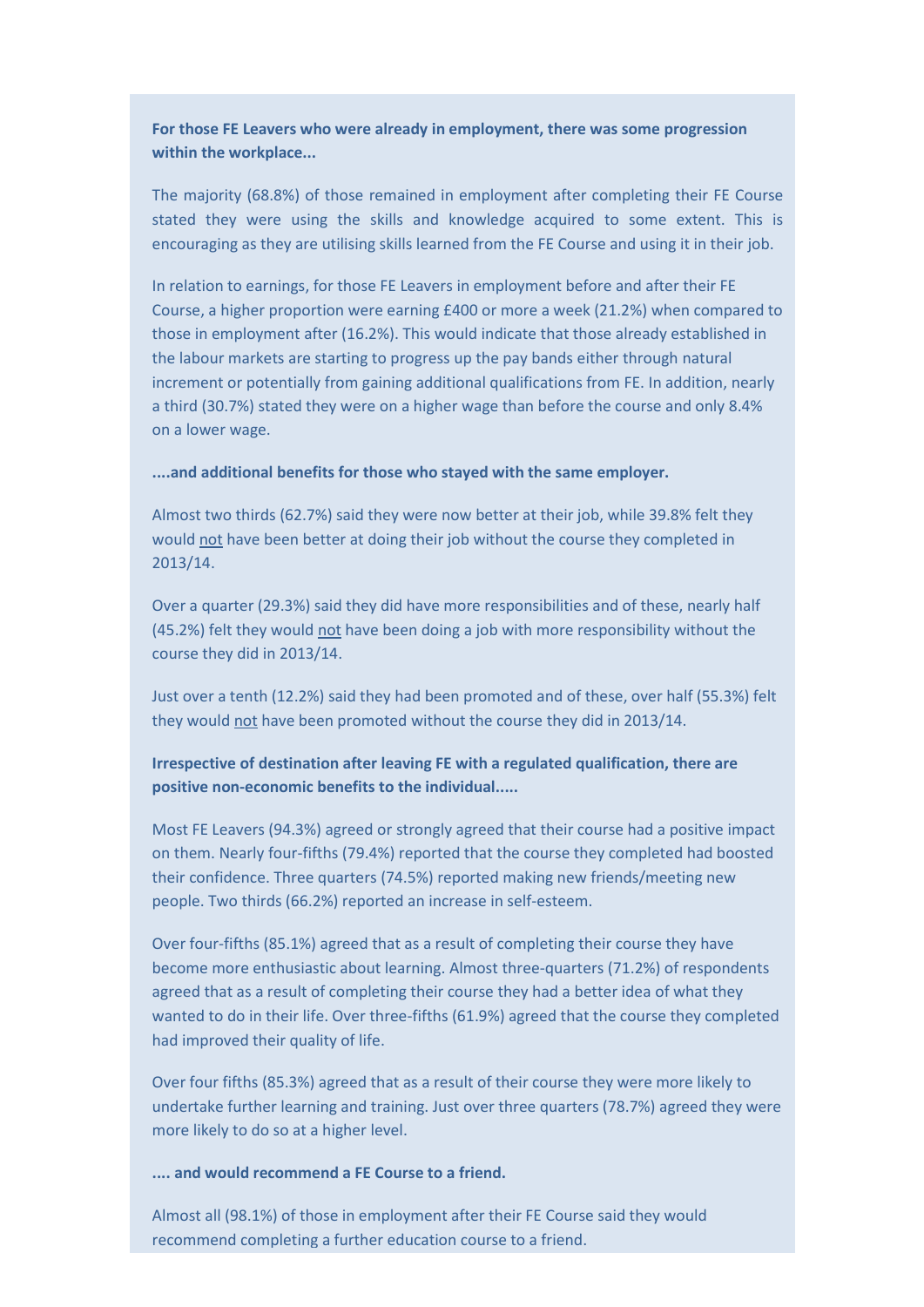**For those FE Leavers who were already in employment, there was some progression within the workplace...**

The majority (68.8%) of those remained in employment after completing their FE Course stated they were using the skills and knowledge acquired to some extent. This is encouraging as they are utilising skills learned from the FE Course and using it in their job.

In relation to earnings, for those FE Leavers in employment before and after their FE Course, a higher proportion were earning £400 or more a week (21.2%) when compared to those in employment after (16.2%). This would indicate that those already established in the labour markets are starting to progress up the pay bands either through natural increment or potentially from gaining additional qualifications from FE. In addition, nearly a third (30.7%) stated they were on a higher wage than before the course and only 8.4% on a lower wage.

**....and additional benefits for those who stayed with the same employer.**

Almost two thirds (62.7%) said they were now better at their job, while 39.8% felt they would not have been better at doing their job without the course they completed in 2013/14.

Over a quarter (29.3%) said they did have more responsibilities and of these, nearly half (45.2%) felt they would not have been doing a job with more responsibility without the course they did in 2013/14.

Just over a tenth (12.2%) said they had been promoted and of these, over half (55.3%) felt they would not have been promoted without the course they did in 2013/14.

**Irrespective of destination after leaving FE with a regulated qualification, there are positive non-economic benefits to the individual.....**

Most FE Leavers (94.3%) agreed or strongly agreed that their course had a positive impact on them. Nearly four-fifths (79.4%) reported that the course they completed had boosted their confidence. Three quarters (74.5%) reported making new friends/meeting new people. Two thirds (66.2%) reported an increase in self-esteem.

Over four-fifths (85.1%) agreed that as a result of completing their course they have become more enthusiastic about learning. Almost three-quarters (71.2%) of respondents agreed that as a result of completing their course they had a better idea of what they wanted to do in their life. Over three-fifths (61.9%) agreed that the course they completed had improved their quality of life.

Over four fifths (85.3%) agreed that as a result of their course they were more likely to undertake further learning and training. Just over three quarters (78.7%) agreed they were more likely to do so at a higher level.

**.... and would recommend a FE Course to a friend.**

Almost all (98.1%) of those in employment after their FE Course said they would recommend completing a further education course to a friend.